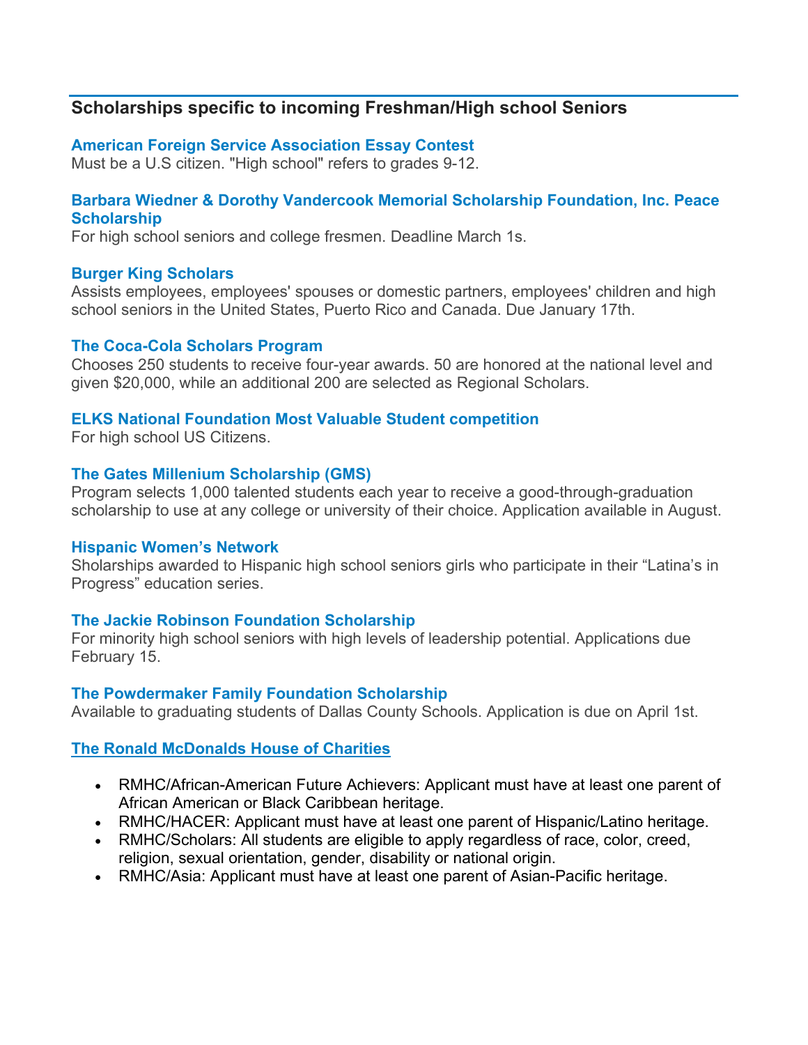## Scholarships specific to incoming Freshman/High school Seniors

### American Foreign Service Association Essay Contest

Must be a U.S citizen. "High school" refers to grades 9-12.

### Barbara Wiedner & Dorothy Vandercook Memorial Scholarship Foundation, Inc. Peace Scholarship

For high school seniors and college fresmen. Deadline March 1s.

### Burger King Scholars

Assists employees, employees' spouses or domestic partners, employees' children and high school seniors in the United States, Puerto Rico and Canada. Due January 17th.

### The Coca-Cola Scholars Program

Chooses 250 students to receive four-year awards. 50 are honored at the national level and given $20,000, while an additional 200 are selected as Regional Scholars.

### ELKS National Foundation Most Valuable Student competition

For high school US Citizens.

### The Gates Millenium Scholarship (GMS)

Program selects 1,000 talented students each year to receive a good-through-graduation scholarship to use at any college or university of their choice. Application available in August.

### Hispanic Women's Network

Sholarships awarded to Hispanic high school seniors girls who participate in their "Latina's in Progress" education series.

### The Jackie Robinson Foundation Scholarship

For minority high school seniors with high levels of leadership potential. Applications due February 15.

### The Powdermaker Family Foundation Scholarship

Available to graduating students of Dallas County Schools. Application is due on April 1st.

### The Ronald McDonalds House of Charities

- RMHC/African-American Future Achievers: Applicant must have at least one parent of African American or Black Caribbean heritage.
- RMHC/HACER: Applicant must have at least one parent of Hispanic/Latino heritage.
- RMHC/Scholars: All students are eligible to apply regardless of race, color, creed, religion, sexual orientation, gender, disability or national origin.
- RMHC/Asia: Applicant must have at least one parent of Asian-Pacific heritage.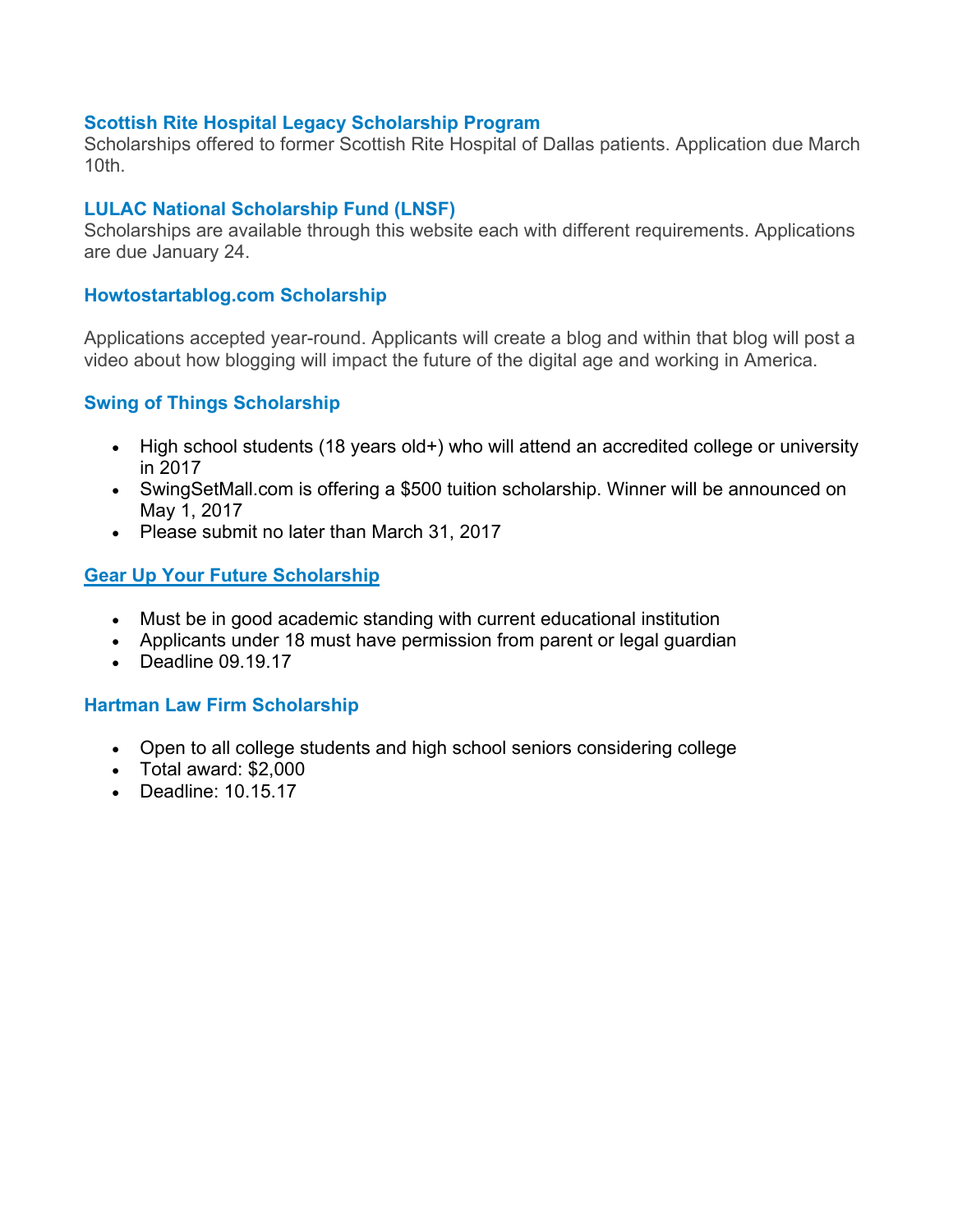### Scottish Rite Hospital Legacy Scholarship Program

Scholarships offered to former Scottish Rite Hospital of Dallas patients. Application due March 10th.

### LULAC National Scholarship Fund (LNSF)

Scholarships are available through this website each with different requirements. Applications are due January 24.

### Howtostartablog.com Scholarship

Applications accepted year-round. Applicants will create a blog and within that blog will post a video about how blogging will impact the future of the digital age and working in America.

### Swing of Things Scholarship

- High school students (18 years old+) who will attend an accredited college or university in 2017
- SwingSetMall.com is offering a $500 tuition scholarship. Winner will be announced on May 1, 2017
- Please submit no later than March 31, 2017

### Gear Up Your Future Scholarship

- Must be in good academic standing with current educational institution
- Applicants under 18 must have permission from parent or legal guardian
- Deadline 09.19.17

### Hartman Law Firm Scholarship

- Open to all college students and high school seniors considering college
- Total award: $2,000
- Deadline: 10.15.17